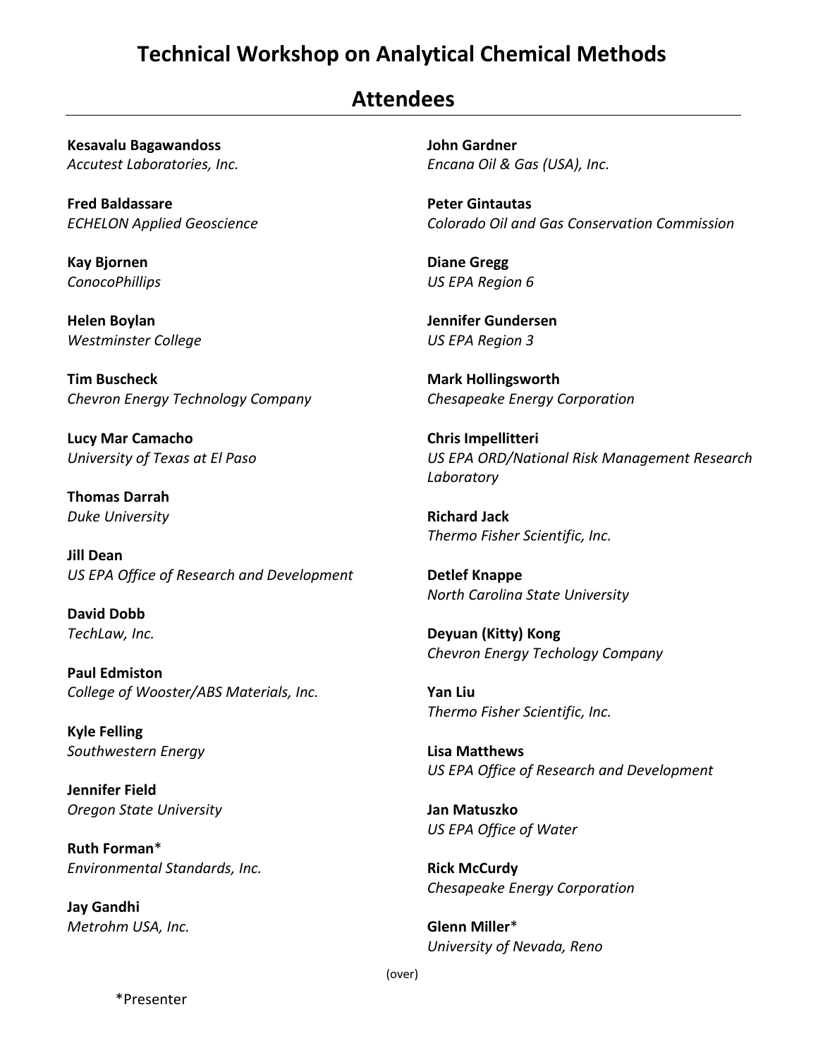# Technical Workshop on Analytical Chemical Methods

## Attendees

**Kesavalu Bagawandoss**
*Accutest Laboratories, Inc.*

**Fred Baldassare**
*ECHELON Applied Geoscience*

**Kay Bjornen**
*ConocoPhillips*

**Helen Boylan**
*Westminster College*

**Tim Buscheck**
*Chevron Energy Technology Company*

**Lucy Mar Camacho**
*University of Texas at El Paso*

**Thomas Darrah**
*Duke University*

**Jill Dean**
*US EPA Office of Research and Development*

**David Dobb**
*TechLaw, Inc.*

**Paul Edmiston**
*College of Wooster/ABS Materials, Inc.*

**Kyle Felling**
*Southwestern Energy*

**Jennifer Field**
*Oregon State University*

**Ruth Forman***
*Environmental Standards, Inc.*

**Jay Gandhi**
*Metrohm USA, Inc.*

**John Gardner**
*Encana Oil & Gas (USA), Inc.*

**Peter Gintautas**
*Colorado Oil and Gas Conservation Commission*

**Diane Gregg**
*US EPA Region 6*

**Jennifer Gundersen**
*US EPA Region 3*

**Mark Hollingsworth**
*Chesapeake Energy Corporation*

**Chris Impellitteri**
*US EPA ORD/National Risk Management Research Laboratory*

**Richard Jack**
*Thermo Fisher Scientific, Inc.*

**Detlef Knappe**
*North Carolina State University*

**Deyuan (Kitty) Kong**
*Chevron Energy Techology Company*

**Yan Liu**
*Thermo Fisher Scientific, Inc.*

**Lisa Matthews**
*US EPA Office of Research and Development*

**Jan Matuszko**
*US EPA Office of Water*

**Rick McCurdy**
*Chesapeake Energy Corporation*

**Glenn Miller***
*University of Nevada, Reno*

(over)

*Presenter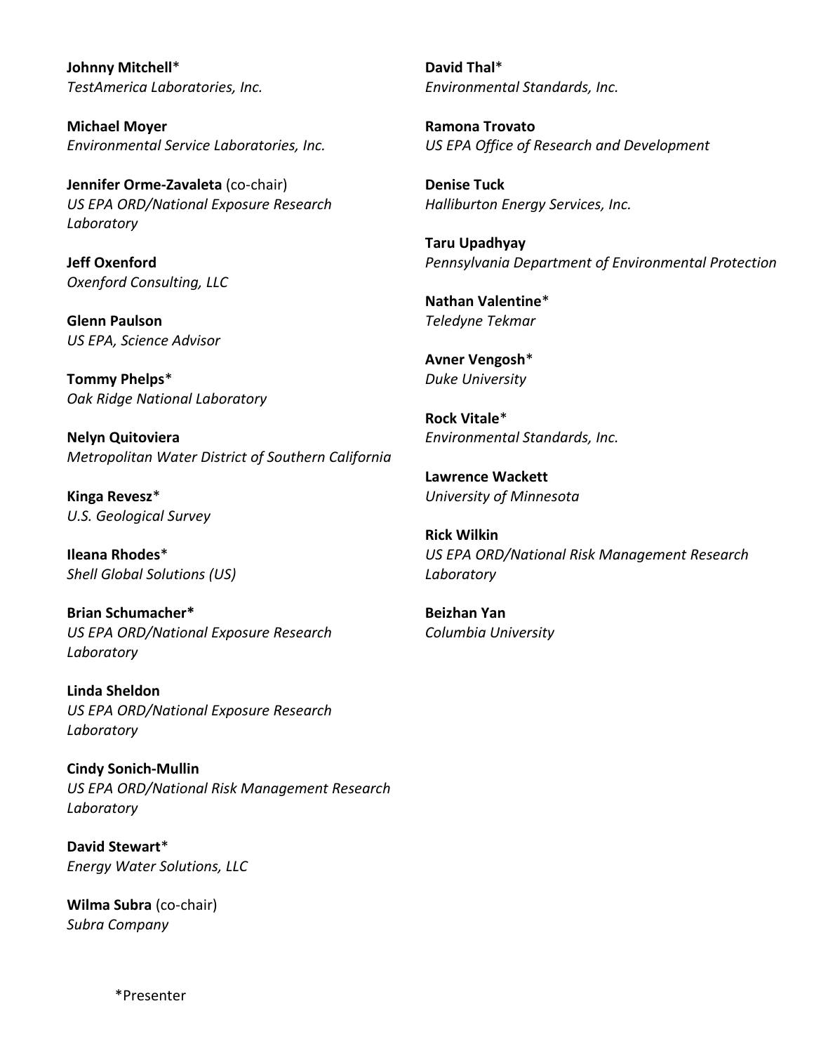**Johnny Mitchell***
*TestAmerica Laboratories, Inc.*

**Michael Moyer**
*Environmental Service Laboratories, Inc.*

**Jennifer Orme-Zavaleta** (co-chair)
*US EPA ORD/National Exposure Research Laboratory*

**Jeff Oxenford**
*Oxenford Consulting, LLC*

**Glenn Paulson**
*US EPA, Science Advisor*

**Tommy Phelps***
*Oak Ridge National Laboratory*

**Nelyn Quitoviera**
*Metropolitan Water District of Southern California*

**Kinga Revesz***
*U.S. Geological Survey*

**Ileana Rhodes***
*Shell Global Solutions (US)*

**Brian Schumacher***
*US EPA ORD/National Exposure Research Laboratory*

**Linda Sheldon**
*US EPA ORD/National Exposure Research Laboratory*

**Cindy Sonich-Mullin**
*US EPA ORD/National Risk Management Research Laboratory*

**David Stewart***
*Energy Water Solutions, LLC*

**Wilma Subra** (co-chair)
*Subra Company*

**David Thal***
*Environmental Standards, Inc.*

**Ramona Trovato**
*US EPA Office of Research and Development*

**Denise Tuck**
*Halliburton Energy Services, Inc.*

**Taru Upadhyay**
*Pennsylvania Department of Environmental Protection*

**Nathan Valentine***
*Teledyne Tekmar*

**Avner Vengosh***
*Duke University*

**Rock Vitale***
*Environmental Standards, Inc.*

**Lawrence Wackett**
*University of Minnesota*

**Rick Wilkin**
*US EPA ORD/National Risk Management Research Laboratory*

**Beizhan Yan**
*Columbia University*

*Presenter